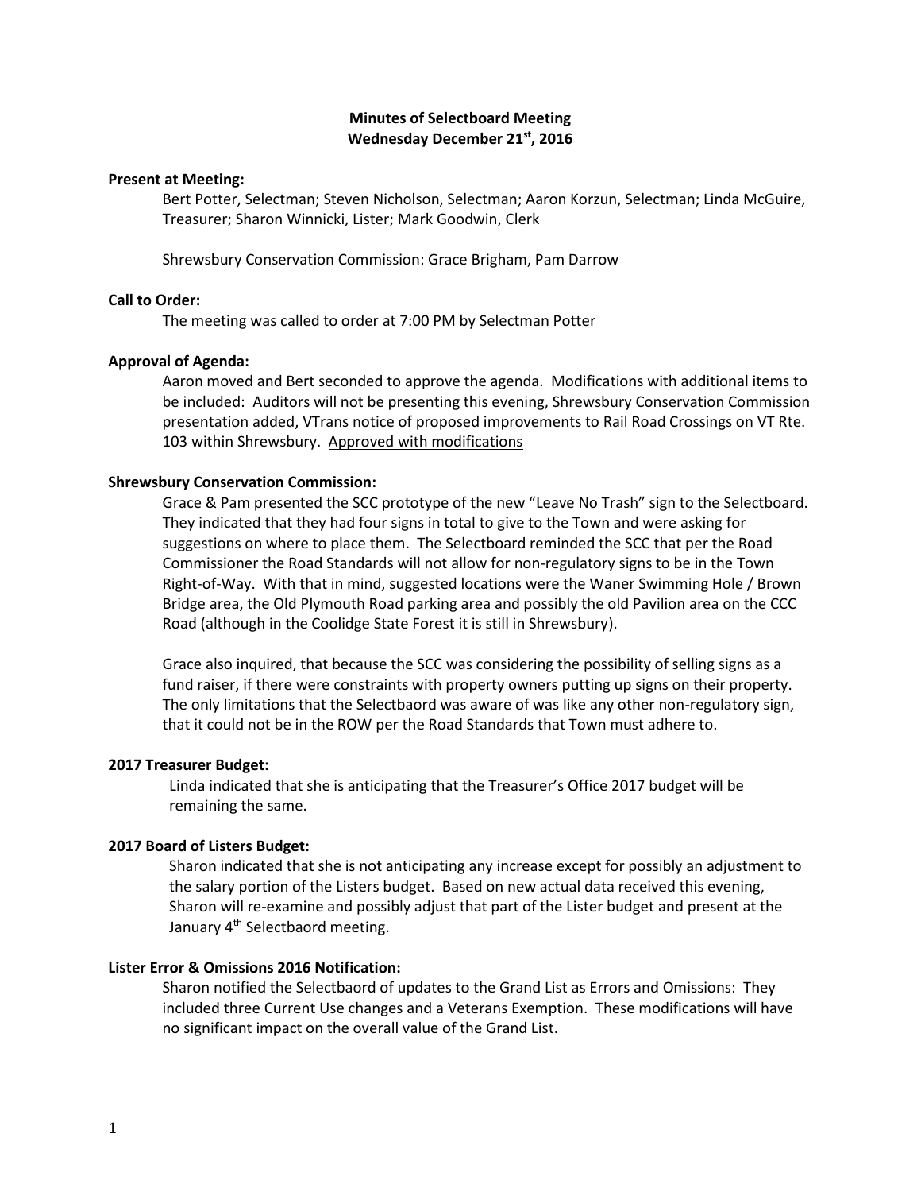# Minutes of Selectboard Meeting
## Wednesday December 21st, 2016

**Present at Meeting:**

Bert Potter, Selectman; Steven Nicholson, Selectman; Aaron Korzun, Selectman; Linda McGuire, Treasurer; Sharon Winnicki, Lister; Mark Goodwin, Clerk

Shrewsbury Conservation Commission: Grace Brigham, Pam Darrow

**Call to Order:**

The meeting was called to order at 7:00 PM by Selectman Potter

**Approval of Agenda:**

<u>Aaron moved and Bert seconded to approve the agenda</u>. Modifications with additional items to be included: Auditors will not be presenting this evening, Shrewsbury Conservation Commission presentation added, VTrans notice of proposed improvements to Rail Road Crossings on VT Rte. 103 within Shrewsbury. <u>Approved with modifications</u>

**Shrewsbury Conservation Commission:**

Grace & Pam presented the SCC prototype of the new "Leave No Trash" sign to the Selectboard. They indicated that they had four signs in total to give to the Town and were asking for suggestions on where to place them. The Selectboard reminded the SCC that per the Road Commissioner the Road Standards will not allow for non-regulatory signs to be in the Town Right-of-Way. With that in mind, suggested locations were the Waner Swimming Hole / Brown Bridge area, the Old Plymouth Road parking area and possibly the old Pavilion area on the CCC Road (although in the Coolidge State Forest it is still in Shrewsbury).

Grace also inquired, that because the SCC was considering the possibility of selling signs as a fund raiser, if there were constraints with property owners putting up signs on their property. The only limitations that the Selectbaord was aware of was like any other non-regulatory sign, that it could not be in the ROW per the Road Standards that Town must adhere to.

**2017 Treasurer Budget:**

Linda indicated that she is anticipating that the Treasurer's Office 2017 budget will be remaining the same.

**2017 Board of Listers Budget:**

Sharon indicated that she is not anticipating any increase except for possibly an adjustment to the salary portion of the Listers budget. Based on new actual data received this evening, Sharon will re-examine and possibly adjust that part of the Lister budget and present at the January 4th Selectbaord meeting.

**Lister Error & Omissions 2016 Notification:**

Sharon notified the Selectbaord of updates to the Grand List as Errors and Omissions: They included three Current Use changes and a Veterans Exemption. These modifications will have no significant impact on the overall value of the Grand List.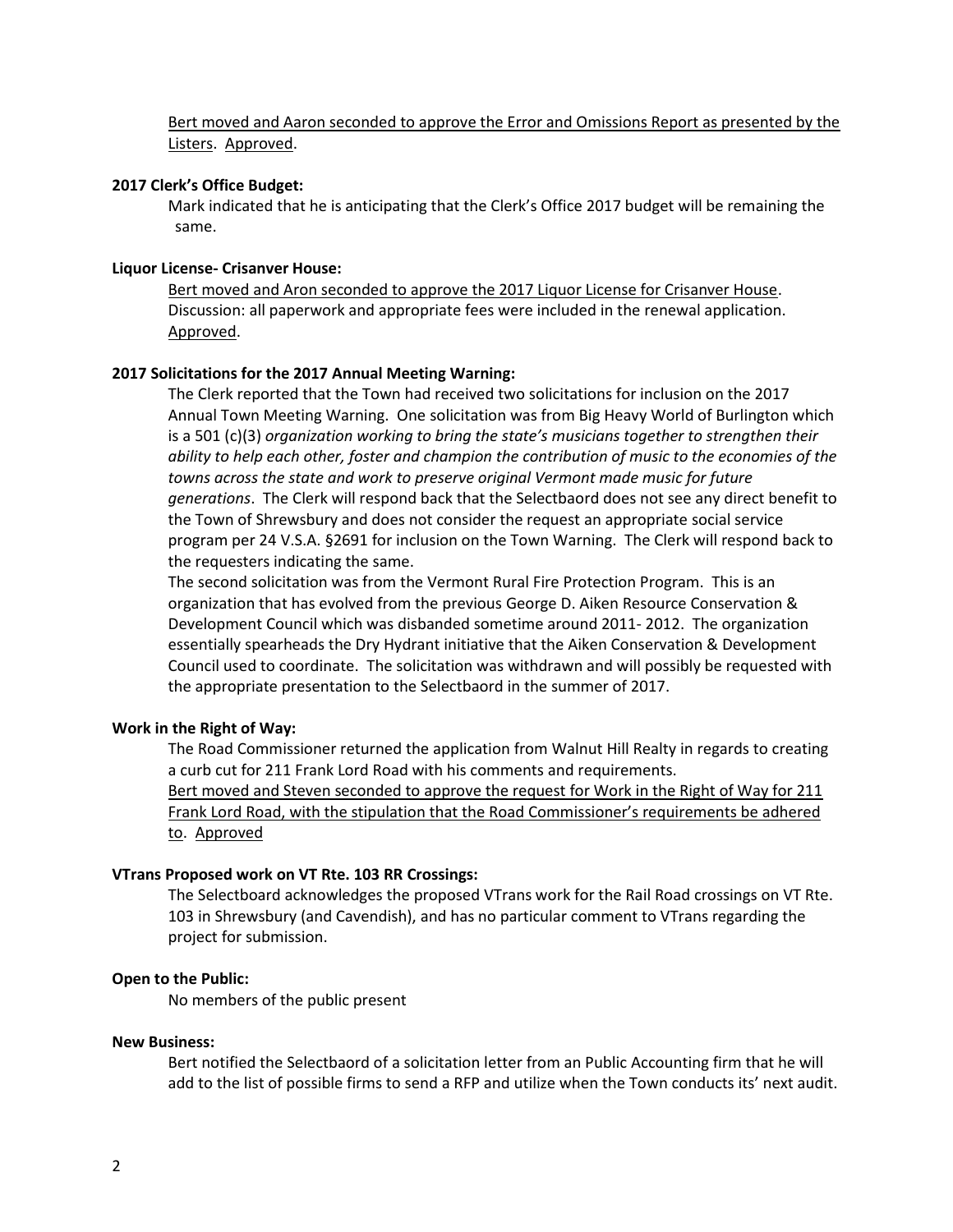<u>Bert moved and Aaron seconded to approve the Error and Omissions Report as presented by the Listers</u>. <u>Approved</u>.

**2017 Clerk's Office Budget:**

Mark indicated that he is anticipating that the Clerk's Office 2017 budget will be remaining the same.

**Liquor License- Crisanver House:**

<u>Bert moved and Aron seconded to approve the 2017 Liquor License for Crisanver House</u>. Discussion: all paperwork and appropriate fees were included in the renewal application. <u>Approved</u>.

**2017 Solicitations for the 2017 Annual Meeting Warning:**

The Clerk reported that the Town had received two solicitations for inclusion on the 2017 Annual Town Meeting Warning. One solicitation was from Big Heavy World of Burlington which is a 501 (c)(3) *organization working to bring the state's musicians together to strengthen their ability to help each other, foster and champion the contribution of music to the economies of the towns across the state and work to preserve original Vermont made music for future generations*. The Clerk will respond back that the Selectbaord does not see any direct benefit to the Town of Shrewsbury and does not consider the request an appropriate social service program per 24 V.S.A. §2691 for inclusion on the Town Warning. The Clerk will respond back to the requesters indicating the same.

The second solicitation was from the Vermont Rural Fire Protection Program. This is an organization that has evolved from the previous George D. Aiken Resource Conservation & Development Council which was disbanded sometime around 2011- 2012. The organization essentially spearheads the Dry Hydrant initiative that the Aiken Conservation & Development Council used to coordinate. The solicitation was withdrawn and will possibly be requested with the appropriate presentation to the Selectbaord in the summer of 2017.

**Work in the Right of Way:**

The Road Commissioner returned the application from Walnut Hill Realty in regards to creating a curb cut for 211 Frank Lord Road with his comments and requirements.

<u>Bert moved and Steven seconded to approve the request for Work in the Right of Way for 211 Frank Lord Road, with the stipulation that the Road Commissioner's requirements be adhered to</u>. <u>Approved</u>

**VTrans Proposed work on VT Rte. 103 RR Crossings:**

The Selectboard acknowledges the proposed VTrans work for the Rail Road crossings on VT Rte. 103 in Shrewsbury (and Cavendish), and has no particular comment to VTrans regarding the project for submission.

**Open to the Public:**

No members of the public present

**New Business:**

Bert notified the Selectbaord of a solicitation letter from an Public Accounting firm that he will add to the list of possible firms to send a RFP and utilize when the Town conducts its' next audit.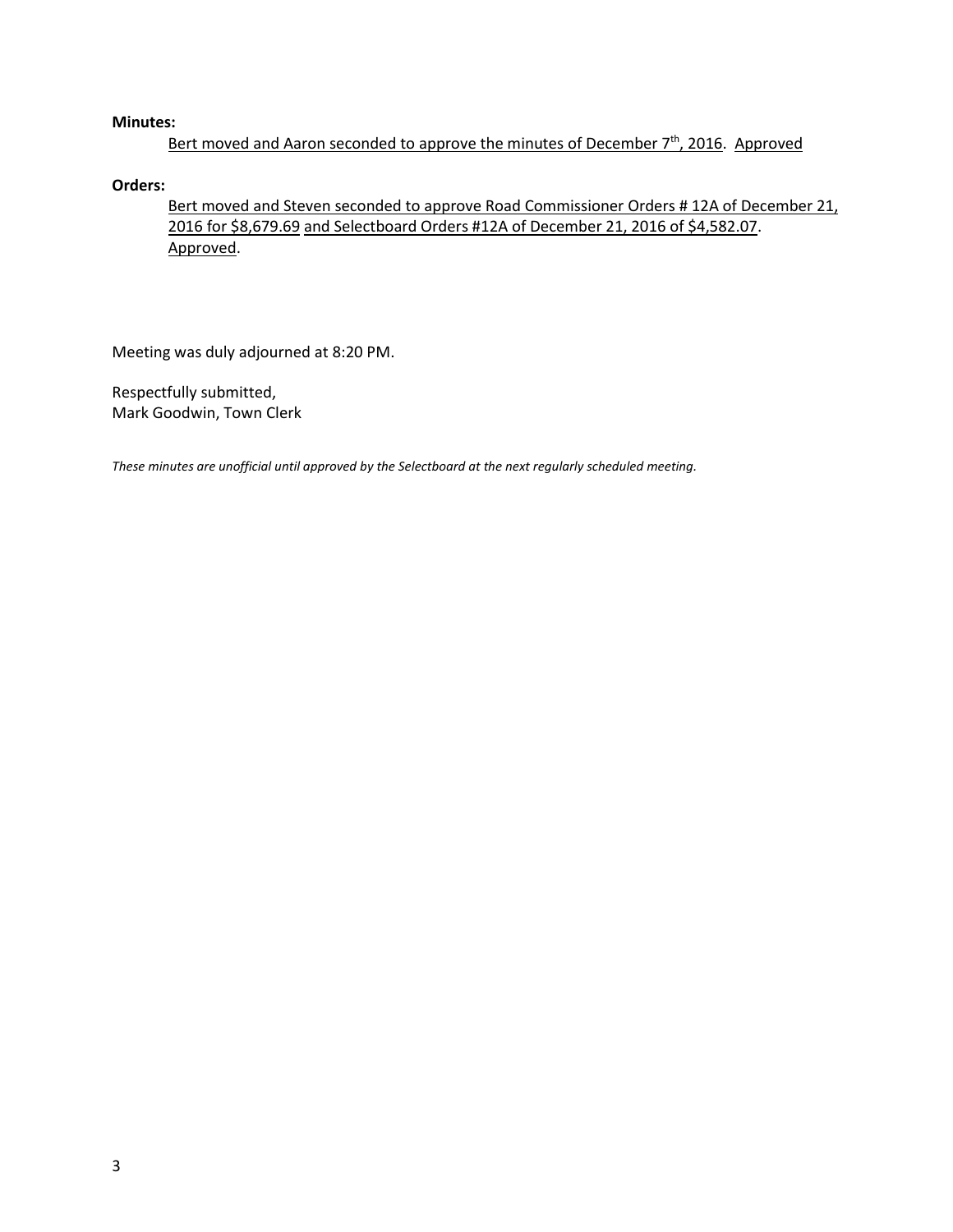**Minutes:**

Bert moved and Aaron seconded to approve the minutes of December 7th, 2016. Approved

**Orders:**

Bert moved and Steven seconded to approve Road Commissioner Orders # 12A of December 21, 2016 for $8,679.69 and Selectboard Orders #12A of December 21, 2016 of $4,582.07. Approved.

Meeting was duly adjourned at 8:20 PM.

Respectfully submitted,
Mark Goodwin, Town Clerk

*These minutes are unofficial until approved by the Selectboard at the next regularly scheduled meeting.*